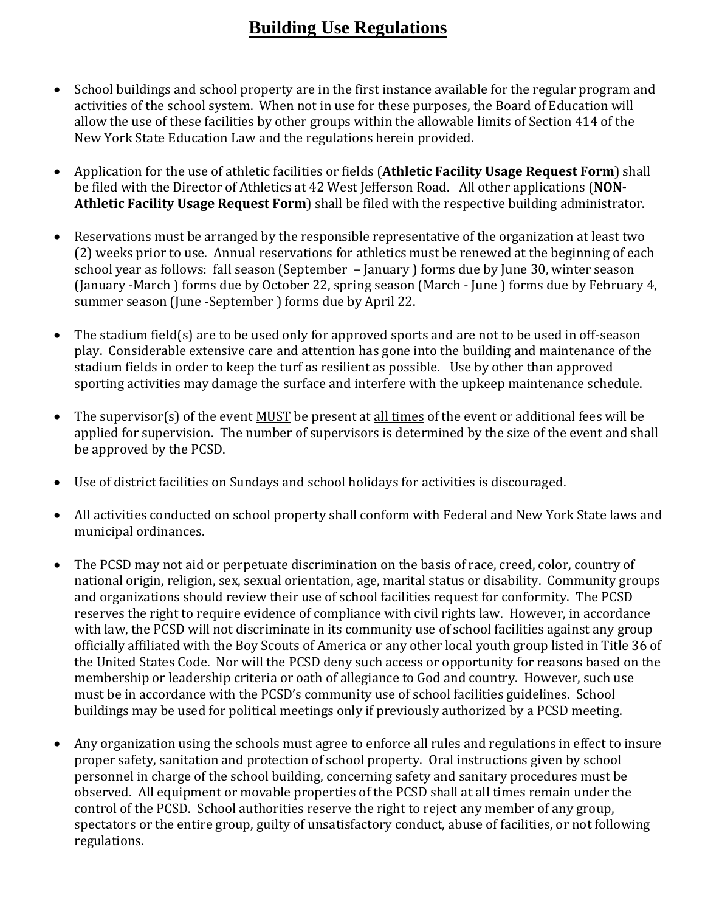# Building Use Regulations

- School buildings and school property are in the first instance available for the regular program and activities of the school system. When not in use for these purposes, the Board of Education will allow the use of these facilities by other groups within the allowable limits of Section 414 of the New York State Education Law and the regulations herein provided.

- Application for the use of athletic facilities or fields (**Athletic Facility Usage Request Form**) shall be filed with the Director of Athletics at 42 West Jefferson Road. All other applications (**NON-Athletic Facility Usage Request Form**) shall be filed with the respective building administrator.

- Reservations must be arranged by the responsible representative of the organization at least two (2) weeks prior to use. Annual reservations for athletics must be renewed at the beginning of each school year as follows: fall season (September – January ) forms due by June 30, winter season (January -March ) forms due by October 22, spring season (March - June ) forms due by February 4, summer season (June -September ) forms due by April 22.

- The stadium field(s) are to be used only for approved sports and are not to be used in off-season play. Considerable extensive care and attention has gone into the building and maintenance of the stadium fields in order to keep the turf as resilient as possible. Use by other than approved sporting activities may damage the surface and interfere with the upkeep maintenance schedule.

- The supervisor(s) of the event <u>MUST</u> be present at <u>all times</u> of the event or additional fees will be applied for supervision. The number of supervisors is determined by the size of the event and shall be approved by the PCSD.

- Use of district facilities on Sundays and school holidays for activities is <u>discouraged.</u>

- All activities conducted on school property shall conform with Federal and New York State laws and municipal ordinances.

- The PCSD may not aid or perpetuate discrimination on the basis of race, creed, color, country of national origin, religion, sex, sexual orientation, age, marital status or disability. Community groups and organizations should review their use of school facilities request for conformity. The PCSD reserves the right to require evidence of compliance with civil rights law. However, in accordance with law, the PCSD will not discriminate in its community use of school facilities against any group officially affiliated with the Boy Scouts of America or any other local youth group listed in Title 36 of the United States Code. Nor will the PCSD deny such access or opportunity for reasons based on the membership or leadership criteria or oath of allegiance to God and country. However, such use must be in accordance with the PCSD's community use of school facilities guidelines. School buildings may be used for political meetings only if previously authorized by a PCSD meeting.

- Any organization using the schools must agree to enforce all rules and regulations in effect to insure proper safety, sanitation and protection of school property. Oral instructions given by school personnel in charge of the school building, concerning safety and sanitary procedures must be observed. All equipment or movable properties of the PCSD shall at all times remain under the control of the PCSD. School authorities reserve the right to reject any member of any group, spectators or the entire group, guilty of unsatisfactory conduct, abuse of facilities, or not following regulations.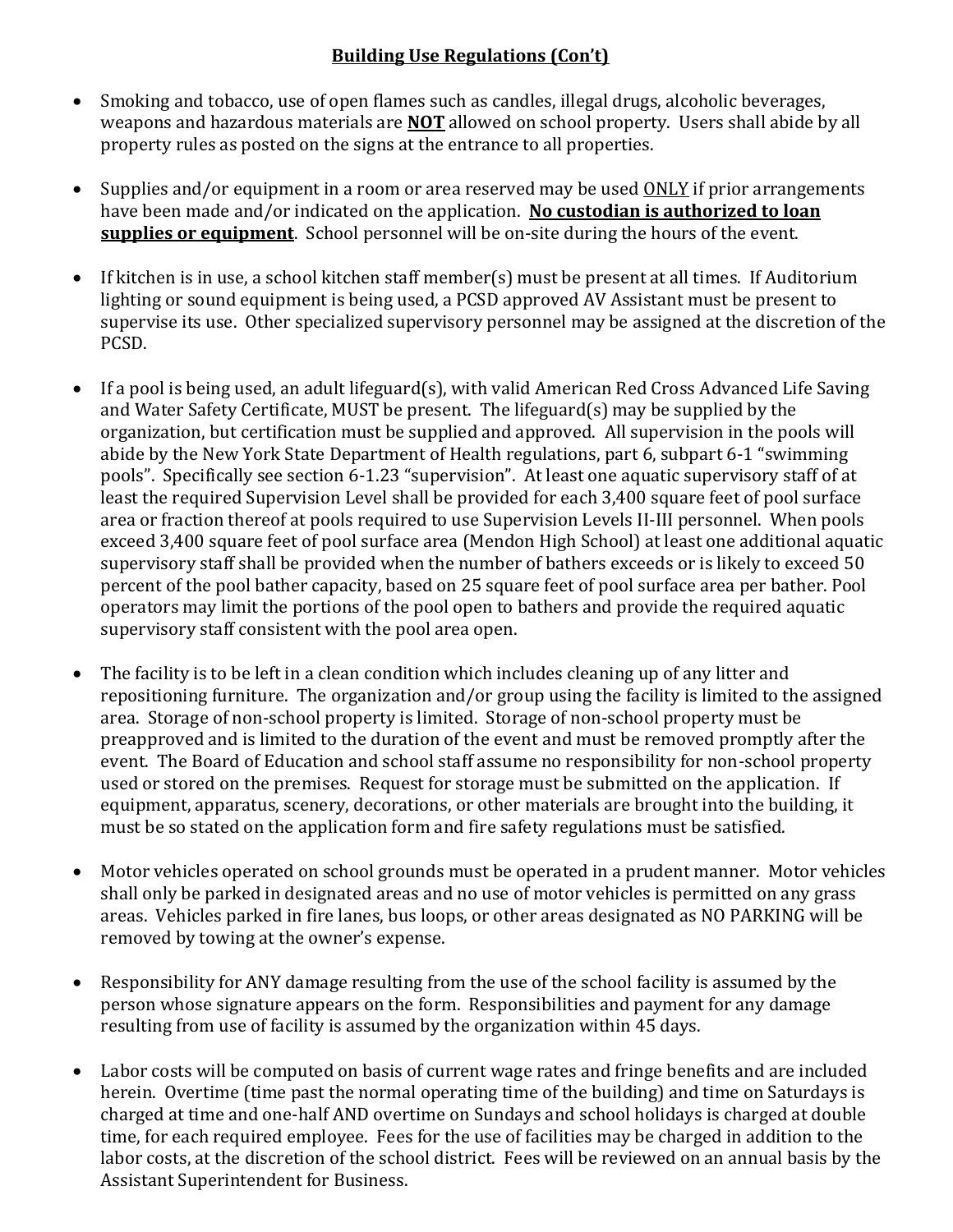## Building Use Regulations (Con't)

- Smoking and tobacco, use of open flames such as candles, illegal drugs, alcoholic beverages, weapons and hazardous materials are **NOT** allowed on school property. Users shall abide by all property rules as posted on the signs at the entrance to all properties.

- Supplies and/or equipment in a room or area reserved may be used ONLY if prior arrangements have been made and/or indicated on the application. **No custodian is authorized to loan supplies or equipment**. School personnel will be on-site during the hours of the event.

- If kitchen is in use, a school kitchen staff member(s) must be present at all times. If Auditorium lighting or sound equipment is being used, a PCSD approved AV Assistant must be present to supervise its use. Other specialized supervisory personnel may be assigned at the discretion of the PCSD.

- If a pool is being used, an adult lifeguard(s), with valid American Red Cross Advanced Life Saving and Water Safety Certificate, MUST be present. The lifeguard(s) may be supplied by the organization, but certification must be supplied and approved. All supervision in the pools will abide by the New York State Department of Health regulations, part 6, subpart 6-1 "swimming pools". Specifically see section 6-1.23 "supervision". At least one aquatic supervisory staff of at least the required Supervision Level shall be provided for each 3,400 square feet of pool surface area or fraction thereof at pools required to use Supervision Levels II-III personnel. When pools exceed 3,400 square feet of pool surface area (Mendon High School) at least one additional aquatic supervisory staff shall be provided when the number of bathers exceeds or is likely to exceed 50 percent of the pool bather capacity, based on 25 square feet of pool surface area per bather. Pool operators may limit the portions of the pool open to bathers and provide the required aquatic supervisory staff consistent with the pool area open.

- The facility is to be left in a clean condition which includes cleaning up of any litter and repositioning furniture. The organization and/or group using the facility is limited to the assigned area. Storage of non-school property is limited. Storage of non-school property must be preapproved and is limited to the duration of the event and must be removed promptly after the event. The Board of Education and school staff assume no responsibility for non-school property used or stored on the premises. Request for storage must be submitted on the application. If equipment, apparatus, scenery, decorations, or other materials are brought into the building, it must be so stated on the application form and fire safety regulations must be satisfied.

- Motor vehicles operated on school grounds must be operated in a prudent manner. Motor vehicles shall only be parked in designated areas and no use of motor vehicles is permitted on any grass areas. Vehicles parked in fire lanes, bus loops, or other areas designated as NO PARKING will be removed by towing at the owner's expense.

- Responsibility for ANY damage resulting from the use of the school facility is assumed by the person whose signature appears on the form. Responsibilities and payment for any damage resulting from use of facility is assumed by the organization within 45 days.

- Labor costs will be computed on basis of current wage rates and fringe benefits and are included herein. Overtime (time past the normal operating time of the building) and time on Saturdays is charged at time and one-half AND overtime on Sundays and school holidays is charged at double time, for each required employee. Fees for the use of facilities may be charged in addition to the labor costs, at the discretion of the school district. Fees will be reviewed on an annual basis by the Assistant Superintendent for Business.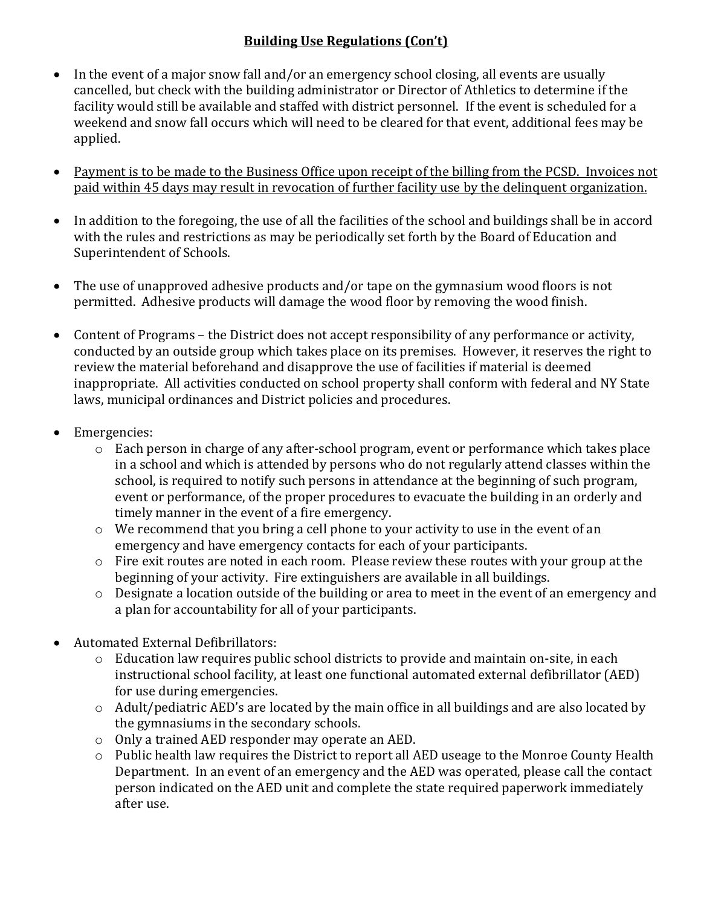## Building Use Regulations (Con't)

- In the event of a major snow fall and/or an emergency school closing, all events are usually cancelled, but check with the building administrator or Director of Athletics to determine if the facility would still be available and staffed with district personnel. If the event is scheduled for a weekend and snow fall occurs which will need to be cleared for that event, additional fees may be applied.

- <u>Payment is to be made to the Business Office upon receipt of the billing from the PCSD. Invoices not paid within 45 days may result in revocation of further facility use by the delinquent organization.</u>

- In addition to the foregoing, the use of all the facilities of the school and buildings shall be in accord with the rules and restrictions as may be periodically set forth by the Board of Education and Superintendent of Schools.

- The use of unapproved adhesive products and/or tape on the gymnasium wood floors is not permitted. Adhesive products will damage the wood floor by removing the wood finish.

- Content of Programs – the District does not accept responsibility of any performance or activity, conducted by an outside group which takes place on its premises. However, it reserves the right to review the material beforehand and disapprove the use of facilities if material is deemed inappropriate. All activities conducted on school property shall conform with federal and NY State laws, municipal ordinances and District policies and procedures.

- Emergencies:
  - Each person in charge of any after-school program, event or performance which takes place in a school and which is attended by persons who do not regularly attend classes within the school, is required to notify such persons in attendance at the beginning of such program, event or performance, of the proper procedures to evacuate the building in an orderly and timely manner in the event of a fire emergency.
  - We recommend that you bring a cell phone to your activity to use in the event of an emergency and have emergency contacts for each of your participants.
  - Fire exit routes are noted in each room. Please review these routes with your group at the beginning of your activity. Fire extinguishers are available in all buildings.
  - Designate a location outside of the building or area to meet in the event of an emergency and a plan for accountability for all of your participants.

- Automated External Defibrillators:
  - Education law requires public school districts to provide and maintain on-site, in each instructional school facility, at least one functional automated external defibrillator (AED) for use during emergencies.
  - Adult/pediatric AED's are located by the main office in all buildings and are also located by the gymnasiums in the secondary schools.
  - Only a trained AED responder may operate an AED.
  - Public health law requires the District to report all AED useage to the Monroe County Health Department. In an event of an emergency and the AED was operated, please call the contact person indicated on the AED unit and complete the state required paperwork immediately after use.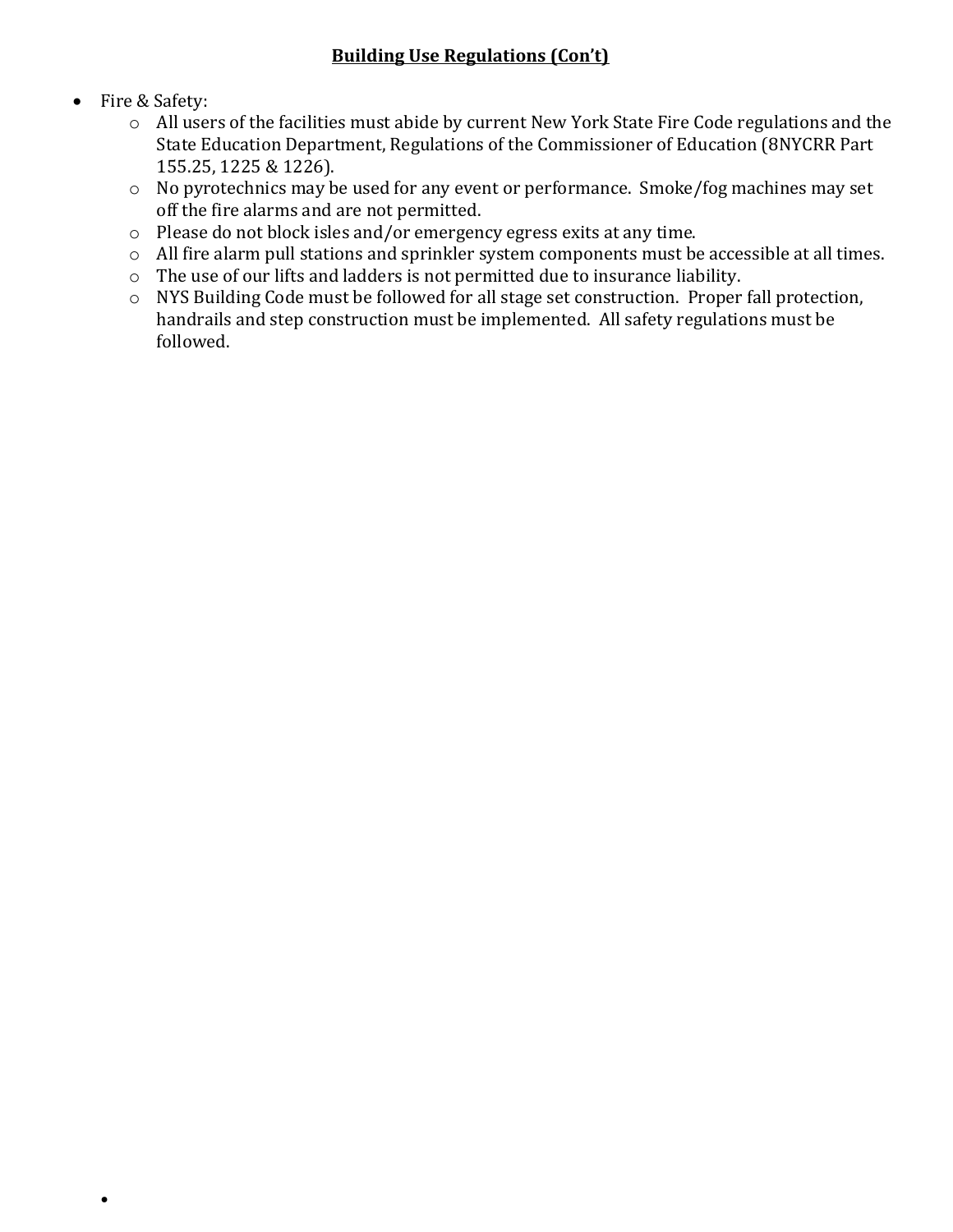**Building Use Regulations (Con't)**

- Fire & Safety:
  - All users of the facilities must abide by current New York State Fire Code regulations and the State Education Department, Regulations of the Commissioner of Education (8NYCRR Part 155.25, 1225 & 1226).
  - No pyrotechnics may be used for any event or performance. Smoke/fog machines may set off the fire alarms and are not permitted.
  - Please do not block isles and/or emergency egress exits at any time.
  - All fire alarm pull stations and sprinkler system components must be accessible at all times.
  - The use of our lifts and ladders is not permitted due to insurance liability.
  - NYS Building Code must be followed for all stage set construction. Proper fall protection, handrails and step construction must be implemented. All safety regulations must be followed.